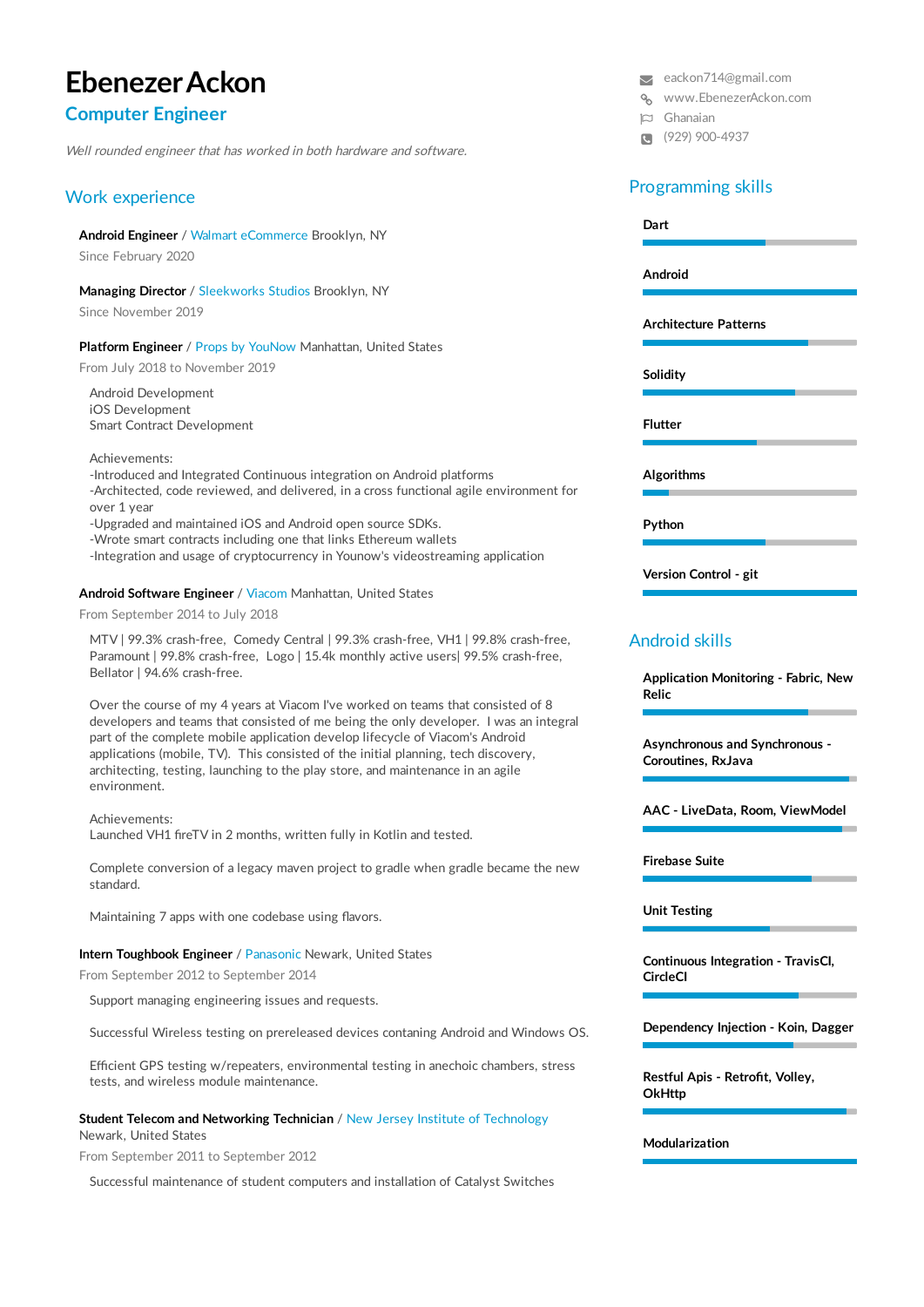# Ebenezer Ackon

## Computer Engineer

*Well rounded engineer that has worked in both hardware and software.*

- eackon714@gmail.com
- www.EbenezerAckon.com
- Ghanaian
- (929) 900-4937

## Work experience

**Android Engineer** / Walmart eCommerce Brooklyn, NY
Since February 2020

**Managing Director** / Sleekworks Studios Brooklyn, NY
Since November 2019

**Platform Engineer** / Props by YouNow Manhattan, United States
From July 2018 to November 2019

Android Development
iOS Development
Smart Contract Development

Achievements:
-Introduced and Integrated Continuous integration on Android platforms
-Architected, code reviewed, and delivered, in a cross functional agile environment for over 1 year
-Upgraded and maintained iOS and Android open source SDKs.
-Wrote smart contracts including one that links Ethereum wallets
-Integration and usage of cryptocurrency in Younow's videostreaming application

**Android Software Engineer** / Viacom Manhattan, United States
From September 2014 to July 2018

MTV | 99.3% crash-free, Comedy Central | 99.3% crash-free, VH1 | 99.8% crash-free, Paramount | 99.8% crash-free, Logo | 15.4k monthly active users| 99.5% crash-free, Bellator | 94.6% crash-free.

Over the course of my 4 years at Viacom I've worked on teams that consisted of 8 developers and teams that consisted of me being the only developer. I was an integral part of the complete mobile application develop lifecycle of Viacom's Android applications (mobile, TV). This consisted of the initial planning, tech discovery, architecting, testing, launching to the play store, and maintenance in an agile environment.

Achievements:
Launched VH1 fireTV in 2 months, written fully in Kotlin and tested.

Complete conversion of a legacy maven project to gradle when gradle became the new standard.

Maintaining 7 apps with one codebase using flavors.

**Intern Toughbook Engineer** / Panasonic Newark, United States
From September 2012 to September 2014

Support managing engineering issues and requests.

Successful Wireless testing on prereleased devices contaning Android and Windows OS.

Efficient GPS testing w/repeaters, environmental testing in anechoic chambers, stress tests, and wireless module maintenance.

**Student Telecom and Networking Technician** / New Jersey Institute of Technology
Newark, United States
From September 2011 to September 2012

Successful maintenance of student computers and installation of Catalyst Switches

## Programming skills

- **Dart**
- **Android**
- **Architecture Patterns**
- **Solidity**
- **Flutter**
- **Algorithms**
- **Python**
- **Version Control - git**

## Android skills

- **Application Monitoring - Fabric, New Relic**
- **Asynchronous and Synchronous - Coroutines, RxJava**
- **AAC - LiveData, Room, ViewModel**
- **Firebase Suite**
- **Unit Testing**
- **Continuous Integration - TravisCI, CircleCI**
- **Dependency Injection - Koin, Dagger**
- **Restful Apis - Retrofit, Volley, OkHttp**
- **Modularization**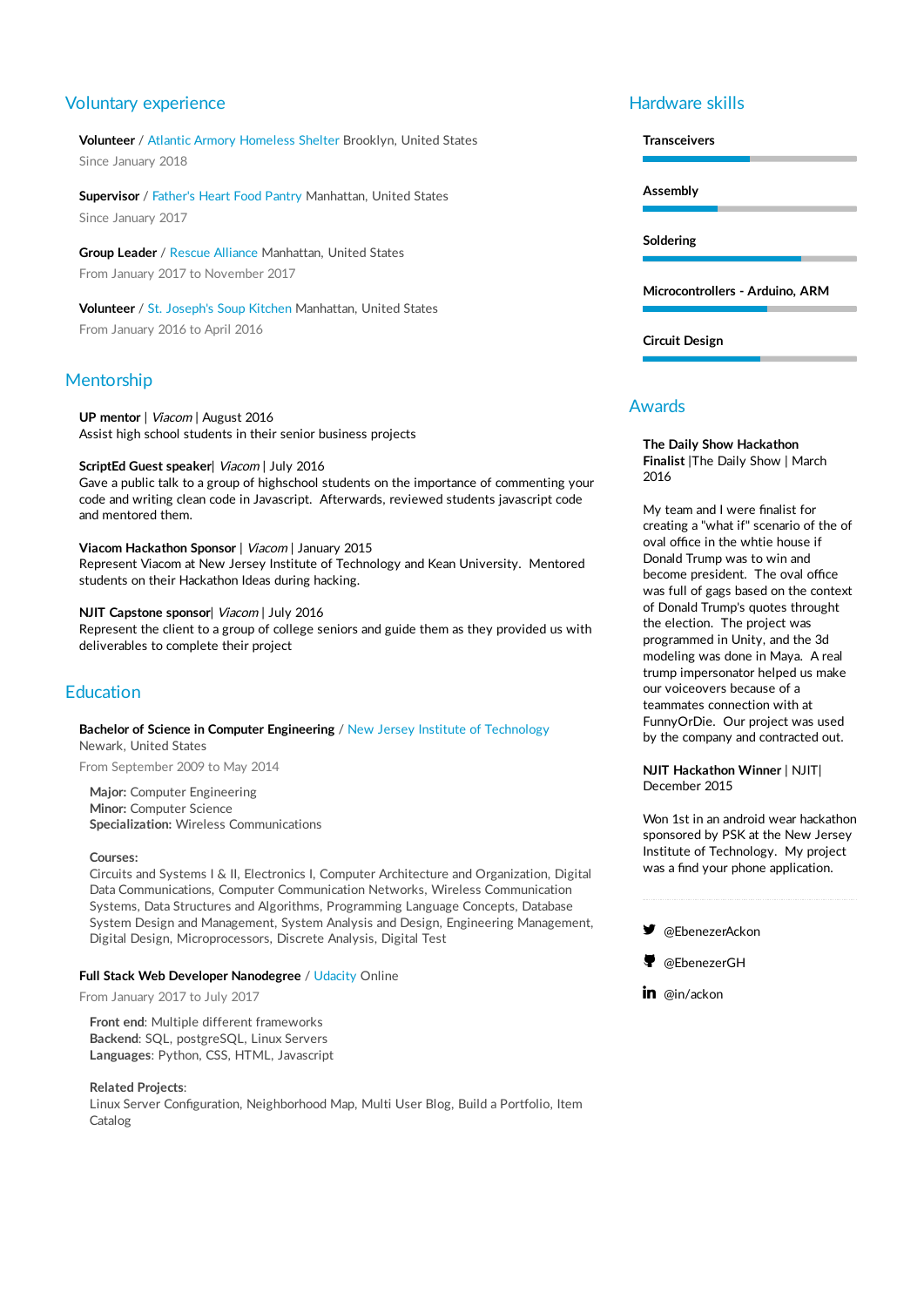## Voluntary experience

**Volunteer** / Atlantic Armory Homeless Shelter Brooklyn, United States
Since January 2018

**Supervisor** / Father's Heart Food Pantry Manhattan, United States
Since January 2017

**Group Leader** / Rescue Alliance Manhattan, United States
From January 2017 to November 2017

**Volunteer** / St. Joseph's Soup Kitchen Manhattan, United States
From January 2016 to April 2016

## Mentorship

**UP mentor** | *Viacom* | August 2016
Assist high school students in their senior business projects

**ScriptEd Guest speaker**| *Viacom* | July 2016
Gave a public talk to a group of highschool students on the importance of commenting your code and writing clean code in Javascript. Afterwards, reviewed students javascript code and mentored them.

**Viacom Hackathon Sponsor** | *Viacom* | January 2015
Represent Viacom at New Jersey Institute of Technology and Kean University. Mentored students on their Hackathon Ideas during hacking.

**NJIT Capstone sponsor**| *Viacom* | July 2016
Represent the client to a group of college seniors and guide them as they provided us with deliverables to complete their project

## Education

**Bachelor of Science in Computer Engineering** / New Jersey Institute of Technology
Newark, United States
From September 2009 to May 2014

**Major:** Computer Engineering
**Minor:** Computer Science
**Specialization:** Wireless Communications

**Courses:**
Circuits and Systems I & II, Electronics I, Computer Architecture and Organization, Digital Data Communications, Computer Communication Networks, Wireless Communication Systems, Data Structures and Algorithms, Programming Language Concepts, Database System Design and Management, System Analysis and Design, Engineering Management, Digital Design, Microprocessors, Discrete Analysis, Digital Test

**Full Stack Web Developer Nanodegree** / Udacity Online
From January 2017 to July 2017

**Front end**: Multiple different frameworks
**Backend**: SQL, postgreSQL, Linux Servers
**Languages**: Python, CSS, HTML, Javascript

**Related Projects**:
Linux Server Configuration, Neighborhood Map, Multi User Blog, Build a Portfolio, Item Catalog

## Hardware skills

**Transceivers**

**Assembly**

**Soldering**

**Microcontrollers - Arduino, ARM**

**Circuit Design**

## Awards

**The Daily Show Hackathon Finalist** |The Daily Show | March 2016

My team and I were finalist for creating a "what if" scenario of the of oval office in the whtie house if Donald Trump was to win and become president. The oval office was full of gags based on the context of Donald Trump's quotes throught the election. The project was programmed in Unity, and the 3d modeling was done in Maya. A real trump impersonator helped us make our voiceovers because of a teammates connection with at FunnyOrDie. Our project was used by the company and contracted out.

**NJIT Hackathon Winner** | NJIT| December 2015

Won 1st in an android wear hackathon sponsored by PSK at the New Jersey Institute of Technology. My project was a find your phone application.

@EbenezerAckon

@EbenezerGH

@in/ackon